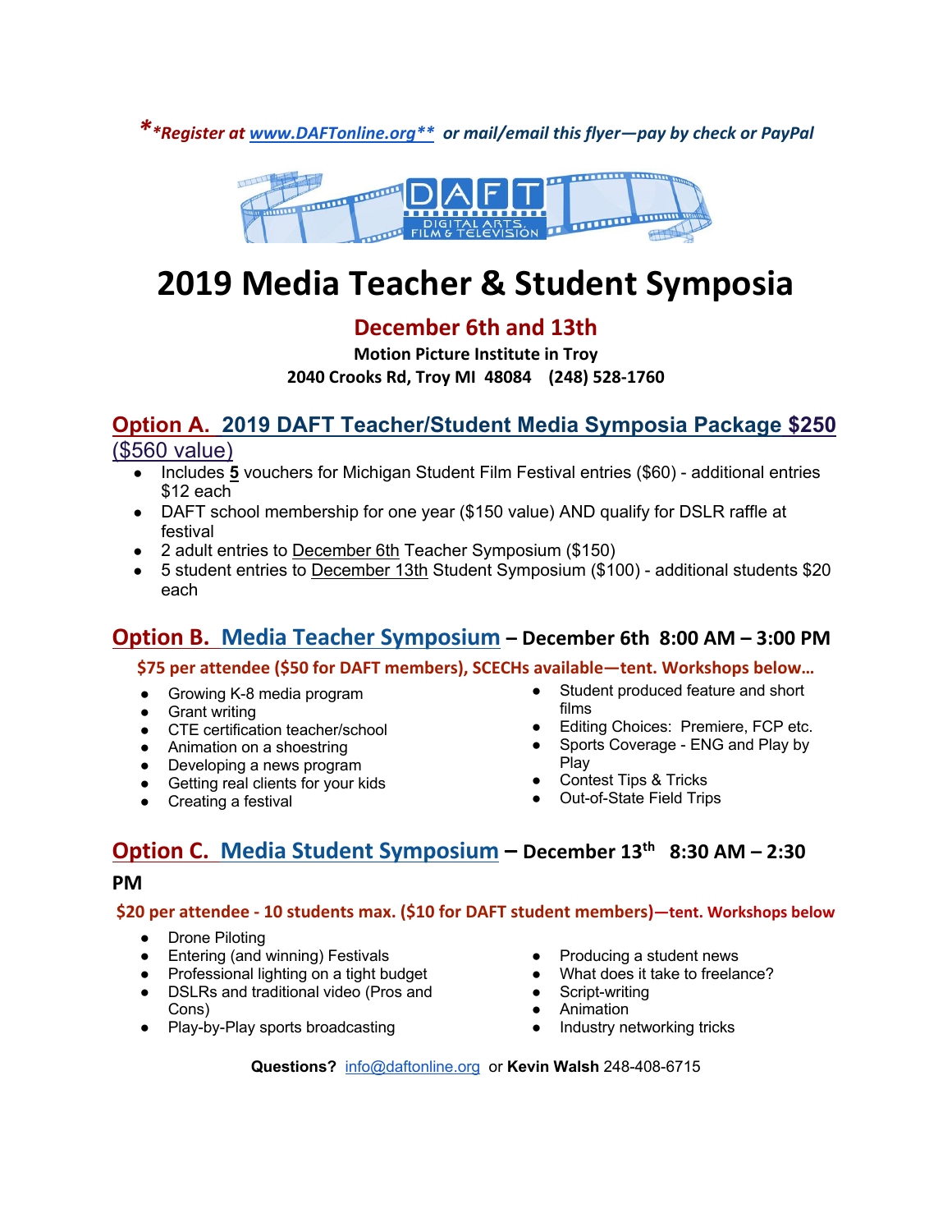***Register at www.DAFTonline.org**  or mail/email this flyer—pay by check or PayPal*

DAFT
DIGITAL ARTS, FILM & TELEVISION

# 2019 Media Teacher & Student Symposia

## December 6th and 13th

**Motion Picture Institute in Troy**
**2040 Crooks Rd, Troy MI 48084  (248) 528-1760**

## Option A. 2019 DAFT Teacher/Student Media Symposia Package $250 ($560 value)

- Includes **5** vouchers for Michigan Student Film Festival entries ($60) - additional entries $12 each
- DAFT school membership for one year ($150 value) AND qualify for DSLR raffle at festival
- 2 adult entries to December 6th Teacher Symposium ($150)
- 5 student entries to December 13th Student Symposium ($100) - additional students $20 each

## Option B. Media Teacher Symposium – December 6th 8:00 AM – 3:00 PM

**$75 per attendee ($50 for DAFT members), SCECHs available—tent. Workshops below…**

- Growing K-8 media program
- Grant writing
- CTE certification teacher/school
- Animation on a shoestring
- Developing a news program
- Getting real clients for your kids
- Creating a festival
- Student produced feature and short films
- Editing Choices: Premiere, FCP etc.
- Sports Coverage - ENG and Play by Play
- Contest Tips & Tricks
- Out-of-State Field Trips

## Option C. Media Student Symposium – December 13th 8:30 AM – 2:30 PM

**$20 per attendee - 10 students max. ($10 for DAFT student members)—tent. Workshops below**

- Drone Piloting
- Entering (and winning) Festivals
- Professional lighting on a tight budget
- DSLRs and traditional video (Pros and Cons)
- Play-by-Play sports broadcasting
- Producing a student news
- What does it take to freelance?
- Script-writing
- Animation
- Industry networking tricks

**Questions?** info@daftonline.org or **Kevin Walsh** 248-408-6715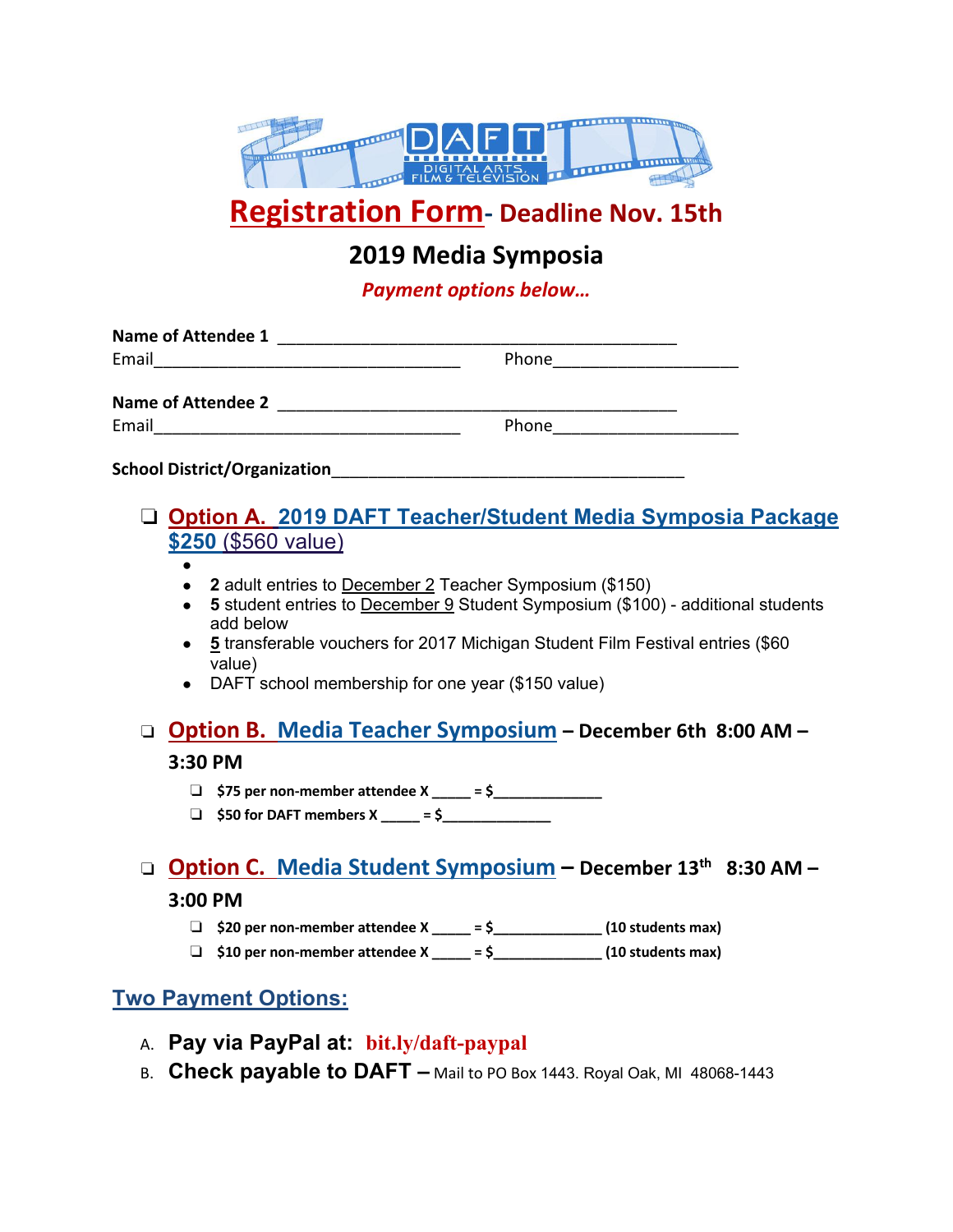DAFT
DIGITAL ARTS, FILM & TELEVISION

# Registration Form- Deadline Nov. 15th

## 2019 Media Symposia

*Payment options below…*

**Name of Attendee 1** ___________________________________________

Email_________________________________ Phone___________________

**Name of Attendee 2** ___________________________________________

Email_________________________________ Phone___________________

**School District/Organization**_______________________________________

- ❑ **Option A. 2019 DAFT Teacher/Student Media Symposia Package $250** ($560 value)
  - 
  - **2** adult entries to December 2 Teacher Symposium ($150)
  - **5** student entries to December 9 Student Symposium ($100) - additional students add below
  - **5** transferable vouchers for 2017 Michigan Student Film Festival entries ($60 value)
  - DAFT school membership for one year ($150 value)

- ❑ **Option B. Media Teacher Symposium – December 6th 8:00 AM – 3:30 PM**
  - ❑ **$75 per non-member attendee X _____ = $_____________**
  - ❑ **$50 for DAFT members X _____ = $_____________**

- ❑ **Option C. Media Student Symposium – December 13th 8:30 AM – 3:00 PM**
  - ❑ **$20 per non-member attendee X _____ = $_____________ (10 students max)**
  - ❑ **$10 per non-member attendee X _____ = $_____________ (10 students max)**

## Two Payment Options:

A. **Pay via PayPal at: bit.ly/daft-paypal**

B. **Check payable to DAFT –** Mail to PO Box 1443. Royal Oak, MI 48068-1443